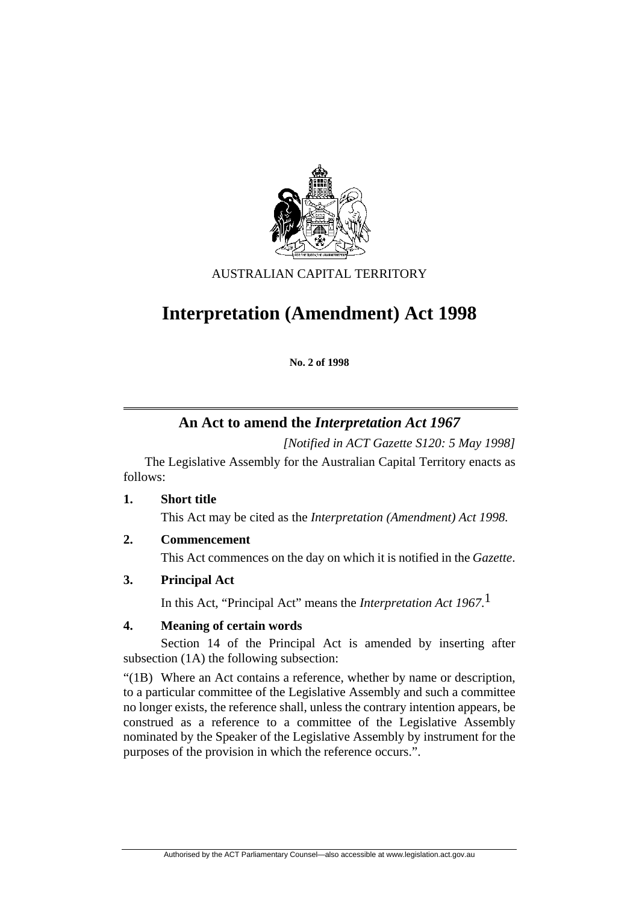AUSTRALIAN CAPITAL TERRITORY

# Interpretation (Amendment) Act 1998

**No. 2 of 1998**

## An Act to amend the *Interpretation Act 1967*

*[Notified in ACT Gazette S120: 5 May 1998]*

The Legislative Assembly for the Australian Capital Territory enacts as follows:

### 1. Short title

This Act may be cited as the *Interpretation (Amendment) Act 1998.*

### 2. Commencement

This Act commences on the day on which it is notified in the *Gazette*.

### 3. Principal Act

In this Act, "Principal Act" means the *Interpretation Act 1967*.[1]

### 4. Meaning of certain words

Section 14 of the Principal Act is amended by inserting after subsection (1A) the following subsection:

"(1B) Where an Act contains a reference, whether by name or description, to a particular committee of the Legislative Assembly and such a committee no longer exists, the reference shall, unless the contrary intention appears, be construed as a reference to a committee of the Legislative Assembly nominated by the Speaker of the Legislative Assembly by instrument for the purposes of the provision in which the reference occurs.".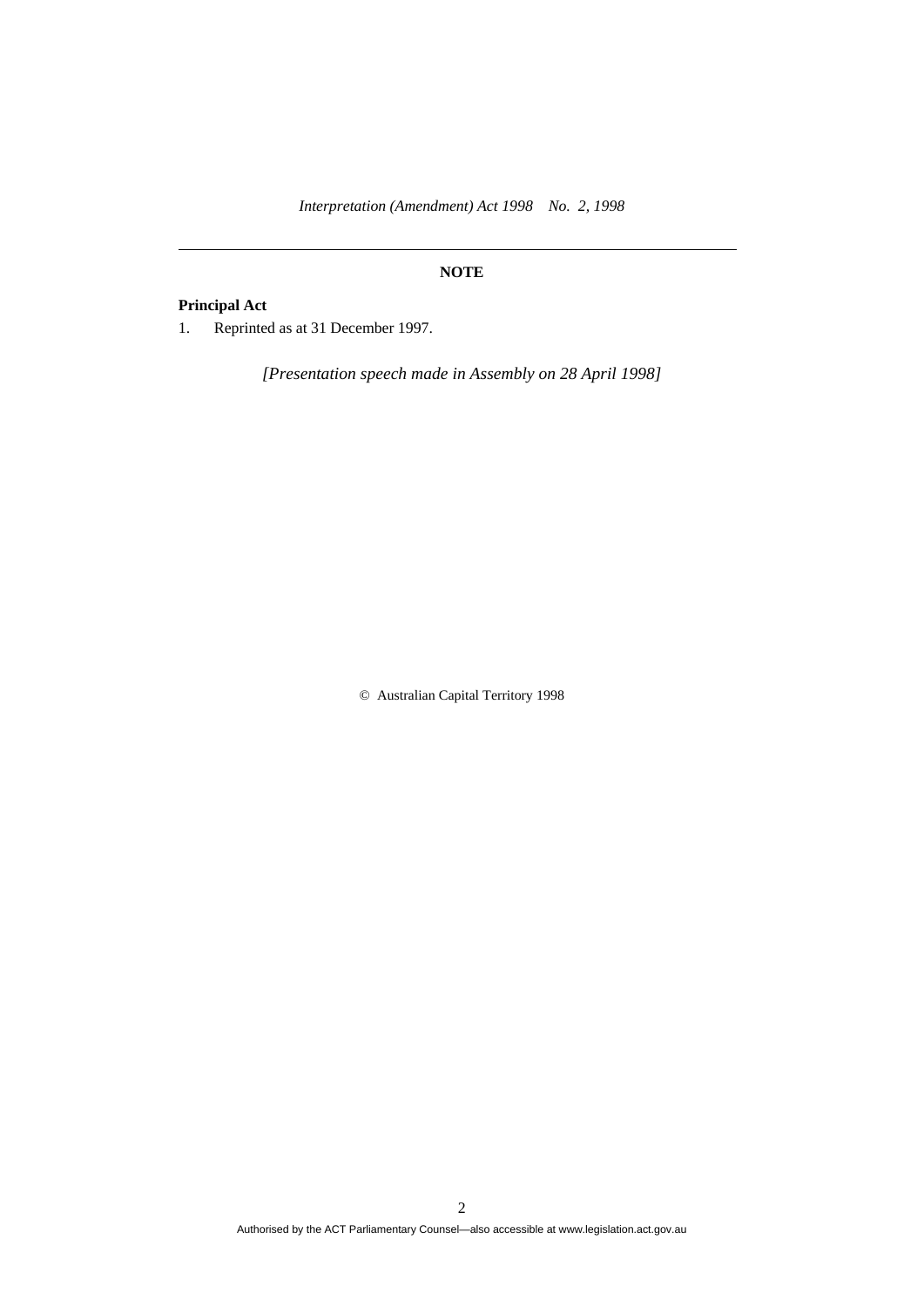## NOTE

**Principal Act**

1. Reprinted as at 31 December 1997.

*[Presentation speech made in Assembly on 28 April 1998]*

© Australian Capital Territory 1998